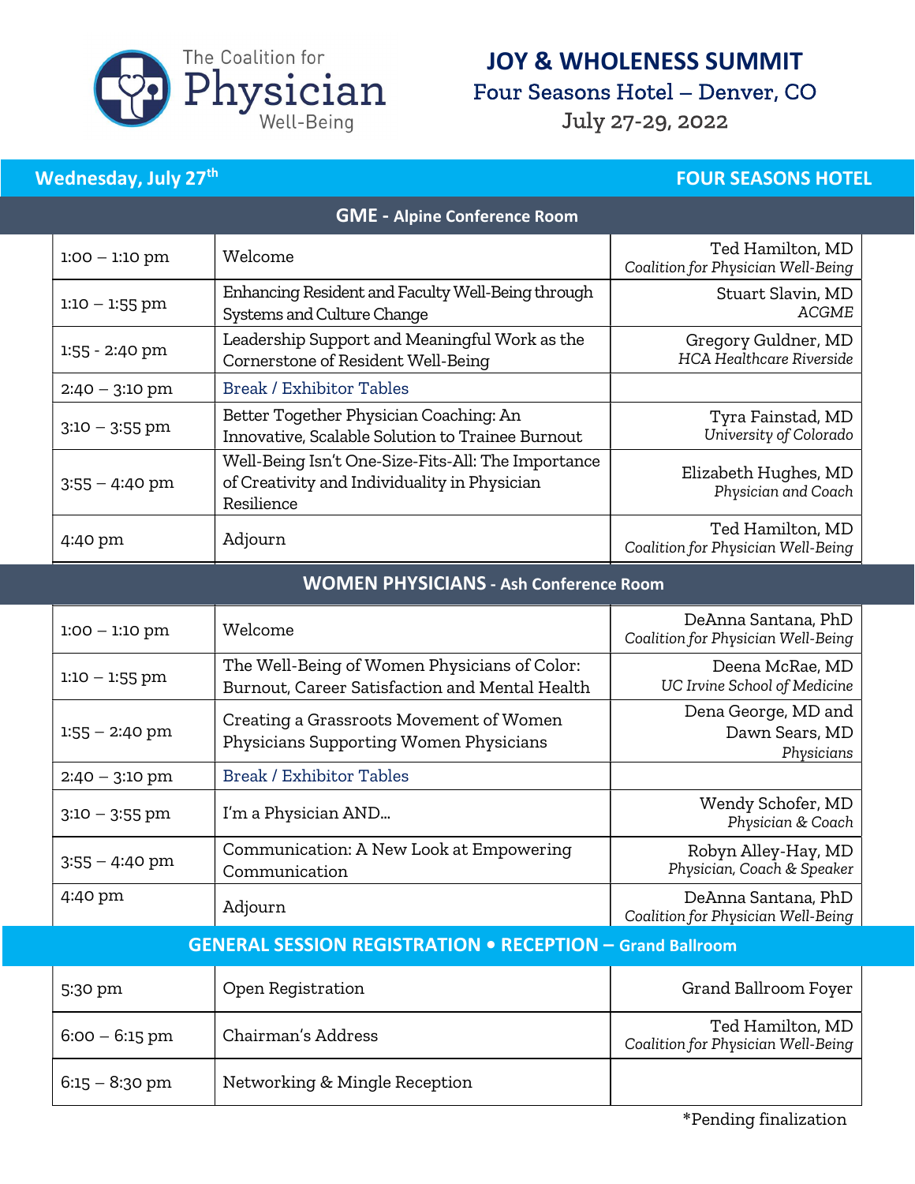The Coalition for Physician Well-Being

# JOY & WHOLENESS SUMMIT

## Four Seasons Hotel – Denver, CO

## July 27-29, 2022

## Wednesday, July 27th — FOUR SEASONS HOTEL

### GME - Alpine Conference Room

| Time | Session | Speaker |
|---|---|---|
| 1:00 – 1:10 pm | Welcome | Ted Hamilton, MD *Coalition for Physician Well-Being* |
| 1:10 – 1:55 pm | Enhancing Resident and Faculty Well-Being through Systems and Culture Change | Stuart Slavin, MD *ACGME* |
| 1:55 - 2:40 pm | Leadership Support and Meaningful Work as the Cornerstone of Resident Well-Being | Gregory Guldner, MD *HCA Healthcare Riverside* |
| 2:40 – 3:10 pm | Break / Exhibitor Tables | |
| 3:10 – 3:55 pm | Better Together Physician Coaching: An Innovative, Scalable Solution to Trainee Burnout | Tyra Fainstad, MD *University of Colorado* |
| 3:55 – 4:40 pm | Well-Being Isn't One-Size-Fits-All: The Importance of Creativity and Individuality in Physician Resilience | Elizabeth Hughes, MD *Physician and Coach* |
| 4:40 pm | Adjourn | Ted Hamilton, MD *Coalition for Physician Well-Being* |

### WOMEN PHYSICIANS - Ash Conference Room

| Time | Session | Speaker |
|---|---|---|
| 1:00 – 1:10 pm | Welcome | DeAnna Santana, PhD *Coalition for Physician Well-Being* |
| 1:10 – 1:55 pm | The Well-Being of Women Physicians of Color: Burnout, Career Satisfaction and Mental Health | Deena McRae, MD *UC Irvine School of Medicine* |
| 1:55 – 2:40 pm | Creating a Grassroots Movement of Women Physicians Supporting Women Physicians | Dena George, MD and Dawn Sears, MD *Physicians* |
| 2:40 – 3:10 pm | Break / Exhibitor Tables | |
| 3:10 – 3:55 pm | I'm a Physician AND… | Wendy Schofer, MD *Physician & Coach* |
| 3:55 – 4:40 pm | Communication: A New Look at Empowering Communication | Robyn Alley-Hay, MD *Physician, Coach & Speaker* |
| 4:40 pm | Adjourn | DeAnna Santana, PhD *Coalition for Physician Well-Being* |

### GENERAL SESSION REGISTRATION • RECEPTION – Grand Ballroom

| Time | Session | Speaker |
|---|---|---|
| 5:30 pm | Open Registration | Grand Ballroom Foyer |
| 6:00 – 6:15 pm | Chairman's Address | Ted Hamilton, MD *Coalition for Physician Well-Being* |
| 6:15 – 8:30 pm | Networking & Mingle Reception | |

*Pending finalization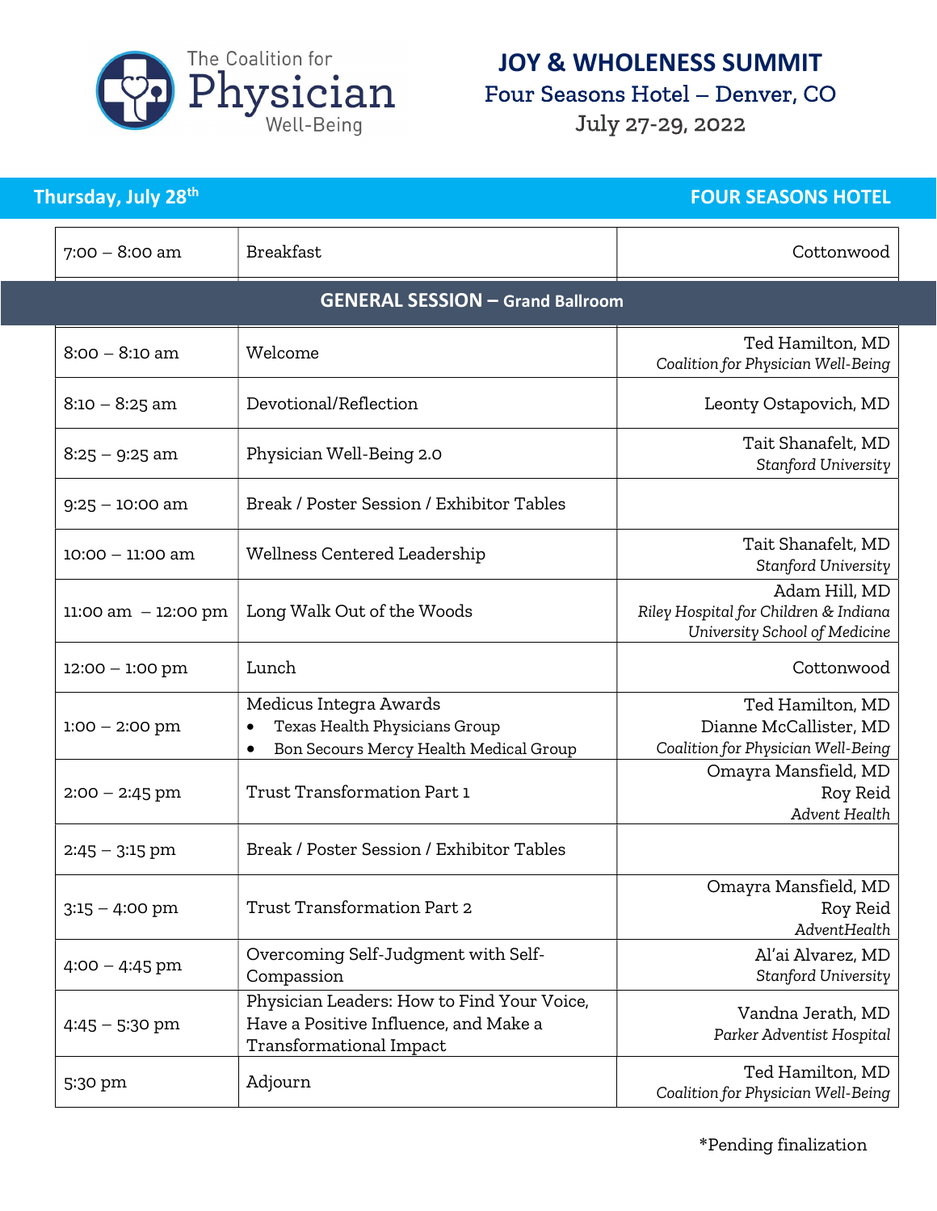The Coalition for Physician Well-Being

# JOY & WHOLENESS SUMMIT

## Four Seasons Hotel – Denver, CO

July 27-29, 2022

## Thursday, July 28th — FOUR SEASONS HOTEL

| | | |
|---|---|---|
| 7:00 – 8:00 am | Breakfast | Cottonwood |
| **GENERAL SESSION – Grand Ballroom** | | |
| 8:00 – 8:10 am | Welcome | Ted Hamilton, MD<br>*Coalition for Physician Well-Being* |
| 8:10 – 8:25 am | Devotional/Reflection | Leonty Ostapovich, MD |
| 8:25 – 9:25 am | Physician Well-Being 2.0 | Tait Shanafelt, MD<br>*Stanford University* |
| 9:25 – 10:00 am | Break / Poster Session / Exhibitor Tables | |
| 10:00 – 11:00 am | Wellness Centered Leadership | Tait Shanafelt, MD<br>*Stanford University* |
| 11:00 am – 12:00 pm | Long Walk Out of the Woods | Adam Hill, MD<br>*Riley Hospital for Children & Indiana University School of Medicine* |
| 12:00 – 1:00 pm | Lunch | Cottonwood |
| 1:00 – 2:00 pm | Medicus Integra Awards<br>• Texas Health Physicians Group<br>• Bon Secours Mercy Health Medical Group | Ted Hamilton, MD<br>Dianne McCallister, MD<br>*Coalition for Physician Well-Being* |
| 2:00 – 2:45 pm | Trust Transformation Part 1 | Omayra Mansfield, MD<br>Roy Reid<br>*Advent Health* |
| 2:45 – 3:15 pm | Break / Poster Session / Exhibitor Tables | |
| 3:15 – 4:00 pm | Trust Transformation Part 2 | Omayra Mansfield, MD<br>Roy Reid<br>*AdventHealth* |
| 4:00 – 4:45 pm | Overcoming Self-Judgment with Self-Compassion | Al'ai Alvarez, MD<br>*Stanford University* |
| 4:45 – 5:30 pm | Physician Leaders: How to Find Your Voice, Have a Positive Influence, and Make a Transformational Impact | Vandna Jerath, MD<br>*Parker Adventist Hospital* |
| 5:30 pm | Adjourn | Ted Hamilton, MD<br>*Coalition for Physician Well-Being* |

*Pending finalization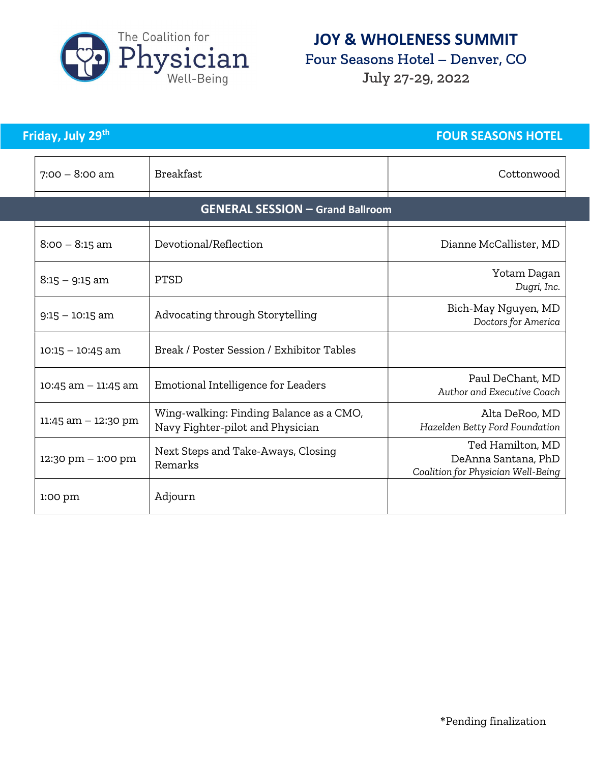The Coalition for Physician Well-Being

# JOY & WHOLENESS SUMMIT

Four Seasons Hotel – Denver, CO

July 27-29, 2022

## Friday, July 29th — FOUR SEASONS HOTEL

| | | |
|---|---|---|
| 7:00 – 8:00 am | Breakfast | Cottonwood |
| **GENERAL SESSION – Grand Ballroom** | | |
| 8:00 – 8:15 am | Devotional/Reflection | Dianne McCallister, MD |
| 8:15 – 9:15 am | PTSD | Yotam Dagan *Dugri, Inc.* |
| 9:15 – 10:15 am | Advocating through Storytelling | Bich-May Nguyen, MD *Doctors for America* |
| 10:15 – 10:45 am | Break / Poster Session / Exhibitor Tables | |
| 10:45 am – 11:45 am | Emotional Intelligence for Leaders | Paul DeChant, MD *Author and Executive Coach* |
| 11:45 am – 12:30 pm | Wing-walking: Finding Balance as a CMO, Navy Fighter-pilot and Physician | Alta DeRoo, MD *Hazelden Betty Ford Foundation* |
| 12:30 pm – 1:00 pm | Next Steps and Take-Aways, Closing Remarks | Ted Hamilton, MD DeAnna Santana, PhD *Coalition for Physician Well-Being* |
| 1:00 pm | Adjourn | |

*Pending finalization